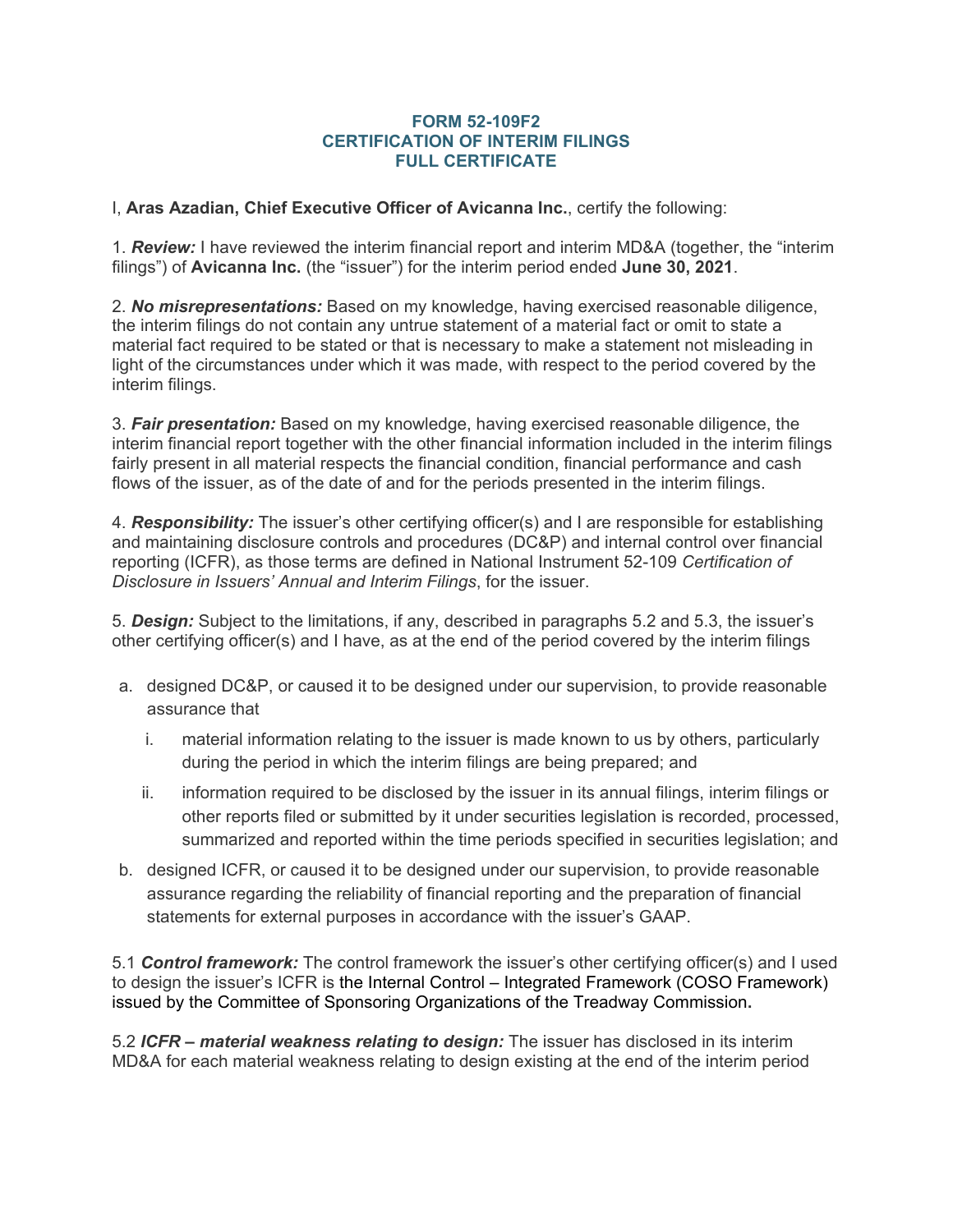**FORM 52-109F2**
**CERTIFICATION OF INTERIM FILINGS**
**FULL CERTIFICATE**

I, **Aras Azadian, Chief Executive Officer of Avicanna Inc.**, certify the following:

1. ***Review:*** I have reviewed the interim financial report and interim MD&A (together, the "interim filings") of **Avicanna Inc.** (the "issuer") for the interim period ended **June 30, 2021**.

2. ***No misrepresentations:*** Based on my knowledge, having exercised reasonable diligence, the interim filings do not contain any untrue statement of a material fact or omit to state a material fact required to be stated or that is necessary to make a statement not misleading in light of the circumstances under which it was made, with respect to the period covered by the interim filings.

3. ***Fair presentation:*** Based on my knowledge, having exercised reasonable diligence, the interim financial report together with the other financial information included in the interim filings fairly present in all material respects the financial condition, financial performance and cash flows of the issuer, as of the date of and for the periods presented in the interim filings.

4. ***Responsibility:*** The issuer's other certifying officer(s) and I are responsible for establishing and maintaining disclosure controls and procedures (DC&P) and internal control over financial reporting (ICFR), as those terms are defined in National Instrument 52-109 *Certification of Disclosure in Issuers' Annual and Interim Filings*, for the issuer.

5. ***Design:*** Subject to the limitations, if any, described in paragraphs 5.2 and 5.3, the issuer's other certifying officer(s) and I have, as at the end of the period covered by the interim filings

a. designed DC&P, or caused it to be designed under our supervision, to provide reasonable assurance that

   i. material information relating to the issuer is made known to us by others, particularly during the period in which the interim filings are being prepared; and

   ii. information required to be disclosed by the issuer in its annual filings, interim filings or other reports filed or submitted by it under securities legislation is recorded, processed, summarized and reported within the time periods specified in securities legislation; and

b. designed ICFR, or caused it to be designed under our supervision, to provide reasonable assurance regarding the reliability of financial reporting and the preparation of financial statements for external purposes in accordance with the issuer's GAAP.

5.1 ***Control framework:*** The control framework the issuer's other certifying officer(s) and I used to design the issuer's ICFR is the Internal Control – Integrated Framework (COSO Framework) issued by the Committee of Sponsoring Organizations of the Treadway Commission**.**

5.2 ***ICFR – material weakness relating to design:*** The issuer has disclosed in its interim MD&A for each material weakness relating to design existing at the end of the interim period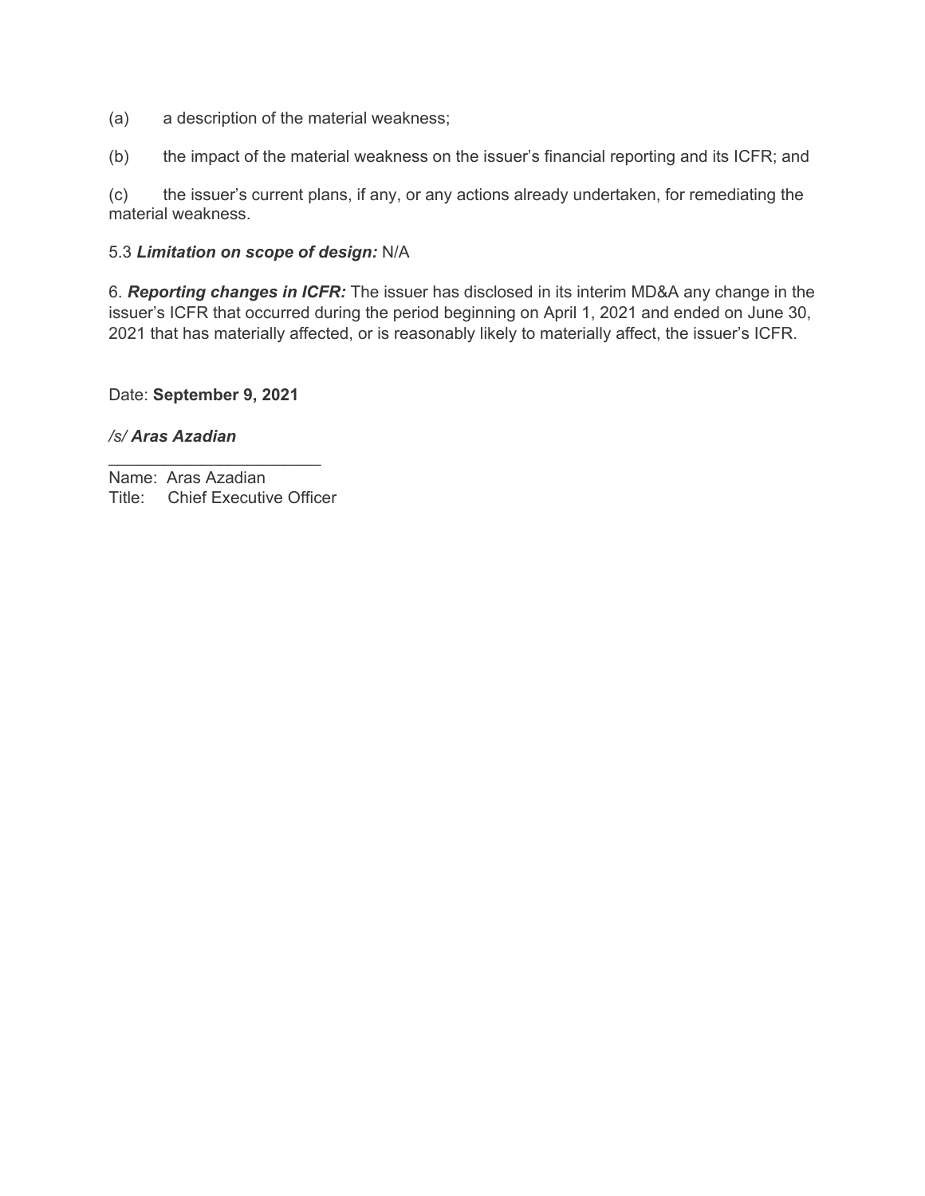(a) a description of the material weakness;

(b) the impact of the material weakness on the issuer's financial reporting and its ICFR; and

(c) the issuer's current plans, if any, or any actions already undertaken, for remediating the material weakness.

5.3 ***Limitation on scope of design:*** N/A

6. ***Reporting changes in ICFR:*** The issuer has disclosed in its interim MD&A any change in the issuer's ICFR that occurred during the period beginning on April 1, 2021 and ended on June 30, 2021 that has materially affected, or is reasonably likely to materially affect, the issuer's ICFR.

Date: **September 9, 2021**

*/s/ **Aras Azadian***

\_\_\_\_\_\_\_\_\_\_\_\_\_\_\_\_\_\_\_\_\_\_\_

Name: Aras Azadian

Title: Chief Executive Officer